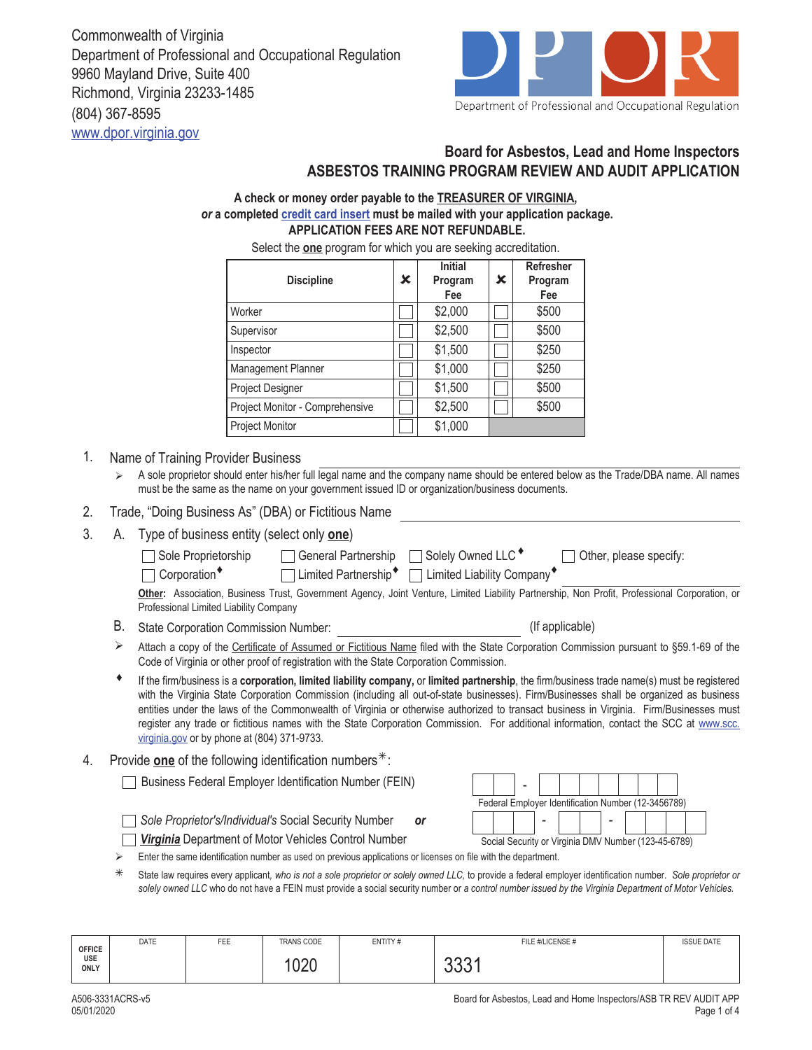Commonwealth of Virginia
Department of Professional and Occupational Regulation
9960 Mayland Drive, Suite 400
Richmond, Virginia 23233-1485
(804) 367-8595
www.dpor.virginia.gov

DPOR
Department of Professional and Occupational Regulation

## Board for Asbestos, Lead and Home Inspectors
## ASBESTOS TRAINING PROGRAM REVIEW AND AUDIT APPLICATION

**A check or money order payable to the TREASURER OF VIRGINIA,**
***or* a completed credit card insert must be mailed with your application package.**
**APPLICATION FEES ARE NOT REFUNDABLE.**

Select the **one** program for which you are seeking accreditation.

| Discipline | ✖ | Initial Program Fee | ✖ | Refresher Program Fee |
|---|---|---|---|---|
| Worker | ☐ | $2,000 | ☐ | $500 |
| Supervisor | ☐ | $2,500 | ☐ | $500 |
| Inspector | ☐ | $1,500 | ☐ | $250 |
| Management Planner | ☐ | $1,000 | ☐ | $250 |
| Project Designer | ☐ | $1,500 | ☐ | $500 |
| Project Monitor - Comprehensive | ☐ | $2,500 | ☐ | $500 |
| Project Monitor | ☐ | $1,000 | | |

1. Name of Training Provider Business ______________________
   - ➢ A sole proprietor should enter his/her full legal name and the company name should be entered below as the Trade/DBA name. All names must be the same as the name on your government issued ID or organization/business documents.
2. Trade, "Doing Business As" (DBA) or Fictitious Name ______________________
3. A. Type of business entity (select only **one**)

   ☐ Sole Proprietorship ☐ General Partnership ☐ Solely Owned LLC♦ ☐ Other, please specify: ______________________
   ☐ Corporation♦ ☐ Limited Partnership♦ ☐ Limited Liability Company♦

   **Other:** Association, Business Trust, Government Agency, Joint Venture, Limited Liability Partnership, Non Profit, Professional Corporation, or Professional Limited Liability Company

   B. State Corporation Commission Number: ______________________ (If applicable)

   - ➢ Attach a copy of the Certificate of Assumed or Fictitious Name filed with the State Corporation Commission pursuant to §59.1-69 of the Code of Virginia or other proof of registration with the State Corporation Commission.
   - ♦ If the firm/business is a **corporation, limited liability company,** or **limited partnership**, the firm/business trade name(s) must be registered with the Virginia State Corporation Commission (including all out-of-state businesses). Firm/Businesses shall be organized as business entities under the laws of the Commonwealth of Virginia or otherwise authorized to transact business in Virginia. Firm/Businesses must register any trade or fictitious names with the State Corporation Commission. For additional information, contact the SCC at www.scc.virginia.gov or by phone at (804) 371-9733.
4. Provide **one** of the following identification numbers✳:

   ☐ Business Federal Employer Identification Number (FEIN)

   ☐ __ __ - __ __ __ __ __ __ __
   Federal Employer Identification Number (12-3456789)

   ☐ *Sole Proprietor's/Individual's* Social Security Number ***or***
   ☐ ***Virginia*** Department of Motor Vehicles Control Number

   __ __ __ - __ __ - __ __ __ __
   Social Security or Virginia DMV Number (123-45-6789)

   - ➢ Enter the same identification number as used on previous applications or licenses on file with the department.
   - ✳ State law requires every applicant, *who is not a sole proprietor or solely owned LLC,* to provide a federal employer identification number. *Sole proprietor or solely owned LLC* who do not have a FEIN must provide a social security number or *a control number issued by the Virginia Department of Motor Vehicles.*

| OFFICE USE ONLY | DATE | FEE | TRANS CODE | ENTITY # | FILE #/LICENSE # | ISSUE DATE |
|---|---|---|---|---|---|---|
| | | | 1020 | | 3331 | |

A506-3331ACRS-v5
05/01/2020

Board for Asbestos, Lead and Home Inspectors/ASB TR REV AUDIT APP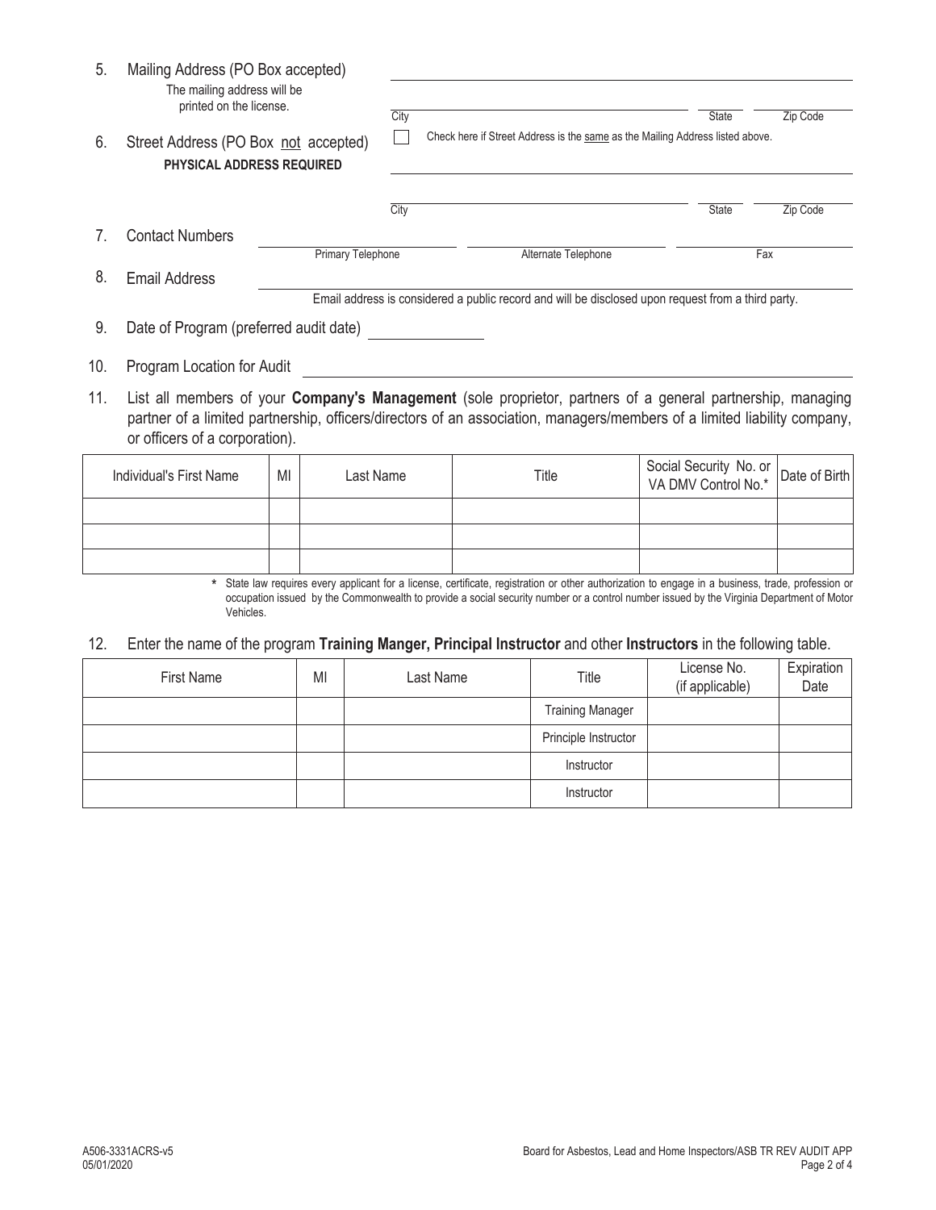5. Mailing Address (PO Box accepted)
   The mailing address will be printed on the license.

   ______________________________________________

   City ______________________ State ______ Zip Code ______

6. Street Address (PO Box not accepted)
   **PHYSICAL ADDRESS REQUIRED**

   ☐ Check here if Street Address is the same as the Mailing Address listed above.

   ______________________________________________

   City ______________________ State ______ Zip Code ______

7. Contact Numbers

   Primary Telephone ______________ Alternate Telephone ______________ Fax ______________

8. Email Address ______________________________________________

   Email address is considered a public record and will be disclosed upon request from a third party.

9. Date of Program (preferred audit date) ______________

10. Program Location for Audit ______________________________________________

11. List all members of your **Company's Management** (sole proprietor, partners of a general partnership, managing partner of a limited partnership, officers/directors of an association, managers/members of a limited liability company, or officers of a corporation).

| Individual's First Name | MI | Last Name | Title | Social Security No. or VA DMV Control No.* | Date of Birth |
|---|---|---|---|---|---|
| | | | | | |
| | | | | | |
| | | | | | |

\* State law requires every applicant for a license, certificate, registration or other authorization to engage in a business, trade, profession or occupation issued by the Commonwealth to provide a social security number or a control number issued by the Virginia Department of Motor Vehicles.

12. Enter the name of the program **Training Manger, Principal Instructor** and other **Instructors** in the following table.

| First Name | MI | Last Name | Title | License No. (if applicable) | Expiration Date |
|---|---|---|---|---|---|
| | | | Training Manager | | |
| | | | Principle Instructor | | |
| | | | Instructor | | |
| | | | Instructor | | |

A506-3331ACRS-v5
05/01/2020

Board for Asbestos, Lead and Home Inspectors/ASB TR REV AUDIT APP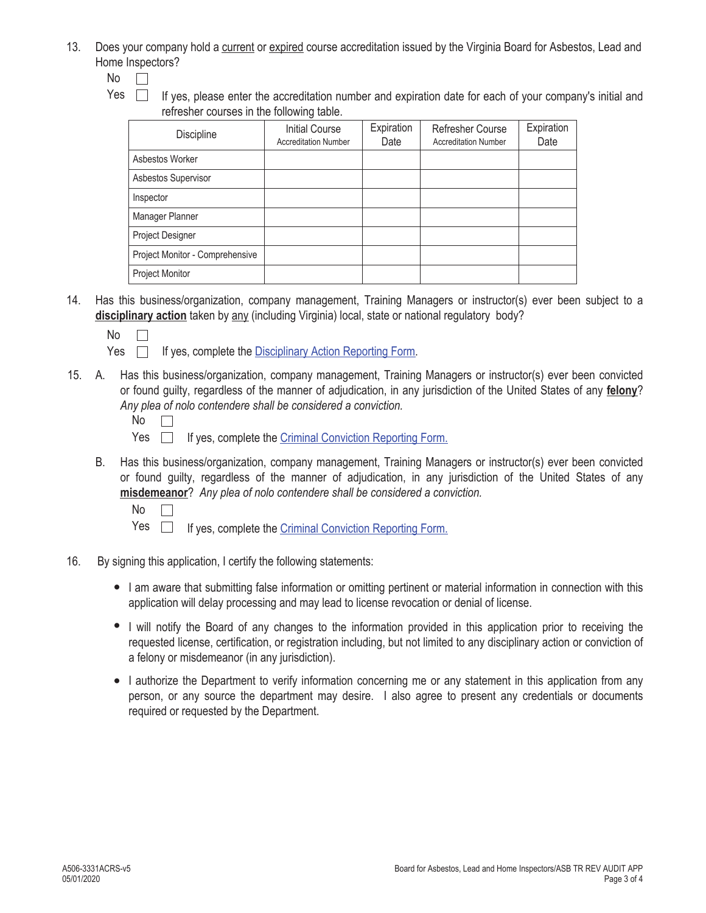13. Does your company hold a current or expired course accreditation issued by the Virginia Board for Asbestos, Lead and Home Inspectors?

    No ☐

    Yes ☐ If yes, please enter the accreditation number and expiration date for each of your company's initial and refresher courses in the following table.

| Discipline | Initial Course Accreditation Number | Expiration Date | Refresher Course Accreditation Number | Expiration Date |
|---|---|---|---|---|
| Asbestos Worker | | | | |
| Asbestos Supervisor | | | | |
| Inspector | | | | |
| Manager Planner | | | | |
| Project Designer | | | | |
| Project Monitor - Comprehensive | | | | |
| Project Monitor | | | | |

14. Has this business/organization, company management, Training Managers or instructor(s) ever been subject to a **disciplinary action** taken by any (including Virginia) local, state or national regulatory body?

    No ☐

    Yes ☐ If yes, complete the Disciplinary Action Reporting Form.

15. A. Has this business/organization, company management, Training Managers or instructor(s) ever been convicted or found guilty, regardless of the manner of adjudication, in any jurisdiction of the United States of any **felony**? *Any plea of nolo contendere shall be considered a conviction.*

    No ☐

    Yes ☐ If yes, complete the Criminal Conviction Reporting Form.

    B. Has this business/organization, company management, Training Managers or instructor(s) ever been convicted or found guilty, regardless of the manner of adjudication, in any jurisdiction of the United States of any **misdemeanor**? *Any plea of nolo contendere shall be considered a conviction.*

    No ☐

    Yes ☐ If yes, complete the Criminal Conviction Reporting Form.

16. By signing this application, I certify the following statements:

    - I am aware that submitting false information or omitting pertinent or material information in connection with this application will delay processing and may lead to license revocation or denial of license.
    - I will notify the Board of any changes to the information provided in this application prior to receiving the requested license, certification, or registration including, but not limited to any disciplinary action or conviction of a felony or misdemeanor (in any jurisdiction).
    - I authorize the Department to verify information concerning me or any statement in this application from any person, or any source the department may desire. I also agree to present any credentials or documents required or requested by the Department.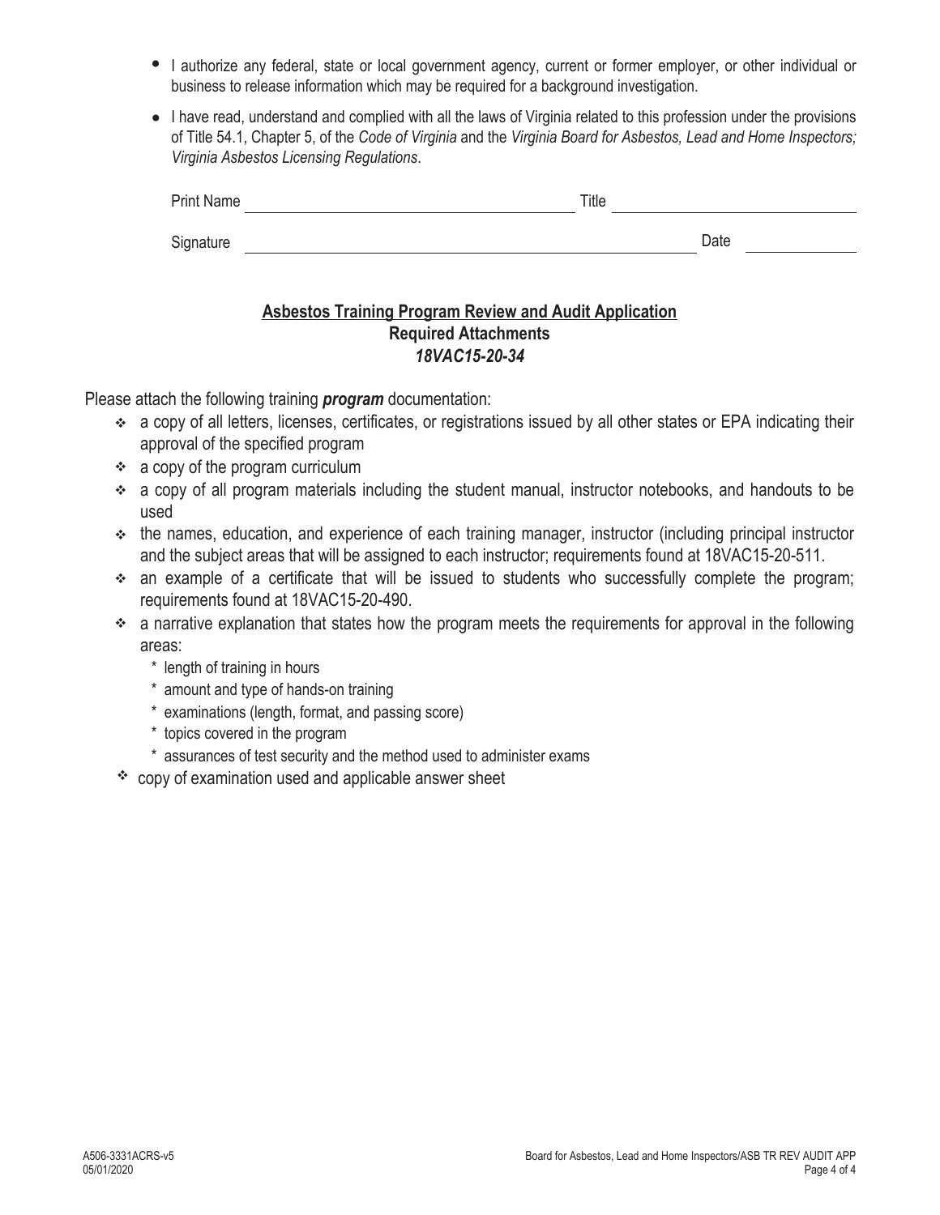- I authorize any federal, state or local government agency, current or former employer, or other individual or business to release information which may be required for a background investigation.
- I have read, understand and complied with all the laws of Virginia related to this profession under the provisions of Title 54.1, Chapter 5, of the *Code of Virginia* and the *Virginia Board for Asbestos, Lead and Home Inspectors; Virginia Asbestos Licensing Regulations*.

Print Name ______________________________ Title ______________________________

Signature ______________________________ Date ______________

## Asbestos Training Program Review and Audit Application
**Required Attachments**
***18VAC15-20-34***

Please attach the following training ***program*** documentation:

- a copy of all letters, licenses, certificates, or registrations issued by all other states or EPA indicating their approval of the specified program
- a copy of the program curriculum
- a copy of all program materials including the student manual, instructor notebooks, and handouts to be used
- the names, education, and experience of each training manager, instructor (including principal instructor and the subject areas that will be assigned to each instructor; requirements found at 18VAC15-20-511.
- an example of a certificate that will be issued to students who successfully complete the program; requirements found at 18VAC15-20-490.
- a narrative explanation that states how the program meets the requirements for approval in the following areas:
  - length of training in hours
  - amount and type of hands-on training
  - examinations (length, format, and passing score)
  - topics covered in the program
  - assurances of test security and the method used to administer exams
- copy of examination used and applicable answer sheet